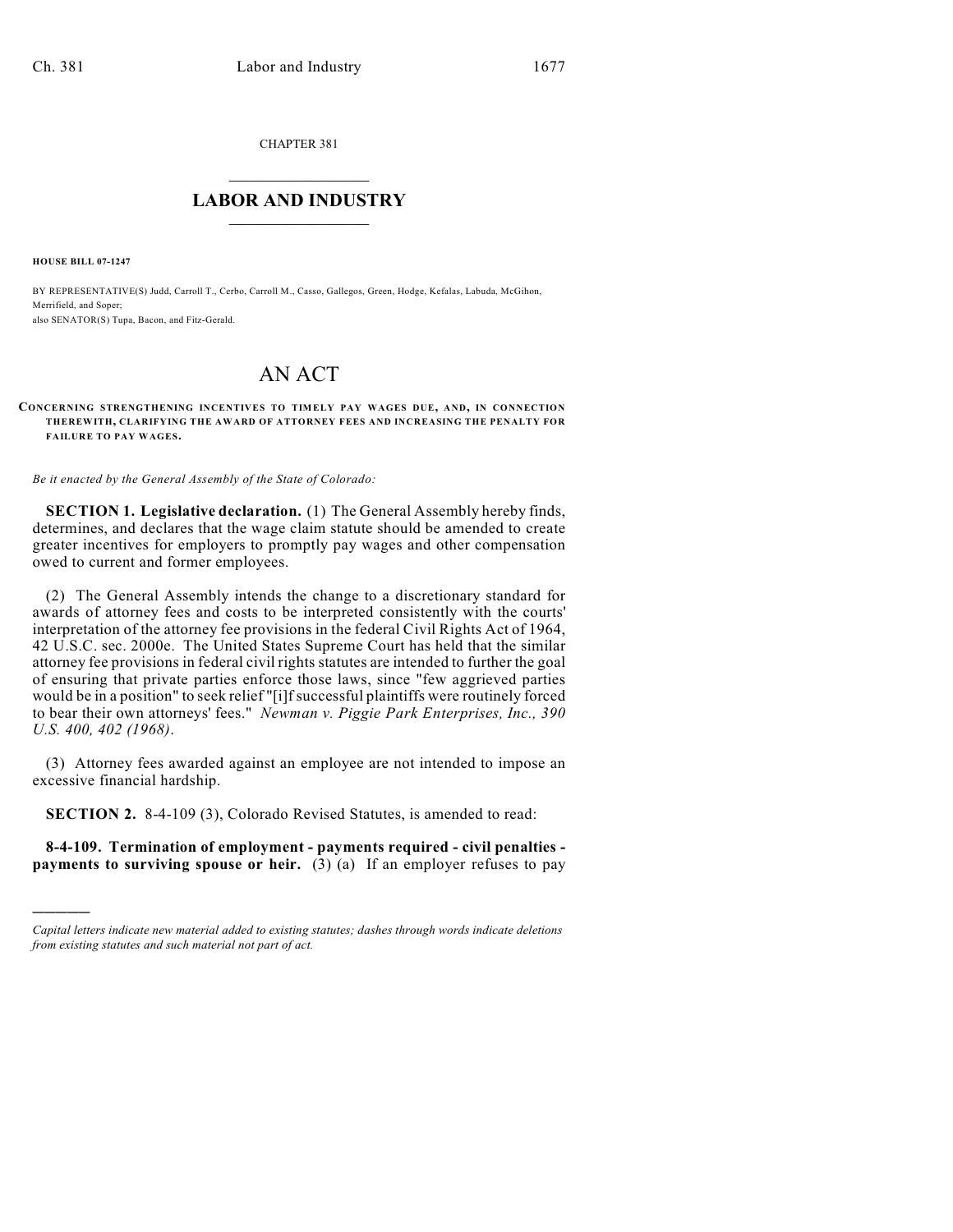CHAPTER 381

## LABOR AND INDUSTRY

**HOUSE BILL 07-1247**

BY REPRESENTATIVE(S) Judd, Carroll T., Cerbo, Carroll M., Casso, Gallegos, Green, Hodge, Kefalas, Labuda, McGihon, Merrifield, and Soper;
also SENATOR(S) Tupa, Bacon, and Fitz-Gerald.

# AN ACT

**CONCERNING STRENGTHENING INCENTIVES TO TIMELY PAY WAGES DUE, AND, IN CONNECTION THEREWITH, CLARIFYING THE AWARD OF ATTORNEY FEES AND INCREASING THE PENALTY FOR FAILURE TO PAY WAGES.**

*Be it enacted by the General Assembly of the State of Colorado:*

**SECTION 1. Legislative declaration.** (1) The General Assembly hereby finds, determines, and declares that the wage claim statute should be amended to create greater incentives for employers to promptly pay wages and other compensation owed to current and former employees.

(2) The General Assembly intends the change to a discretionary standard for awards of attorney fees and costs to be interpreted consistently with the courts' interpretation of the attorney fee provisions in the federal Civil Rights Act of 1964, 42 U.S.C. sec. 2000e. The United States Supreme Court has held that the similar attorney fee provisions in federal civil rights statutes are intended to further the goal of ensuring that private parties enforce those laws, since "few aggrieved parties would be in a position" to seek relief "[i]f successful plaintiffs were routinely forced to bear their own attorneys' fees." *Newman v. Piggie Park Enterprises, Inc., 390 U.S. 400, 402 (1968)*.

(3) Attorney fees awarded against an employee are not intended to impose an excessive financial hardship.

**SECTION 2.** 8-4-109 (3), Colorado Revised Statutes, is amended to read:

**8-4-109. Termination of employment - payments required - civil penalties - payments to surviving spouse or heir.** (3) (a) If an employer refuses to pay

---

*Capital letters indicate new material added to existing statutes; dashes through words indicate deletions from existing statutes and such material not part of act.*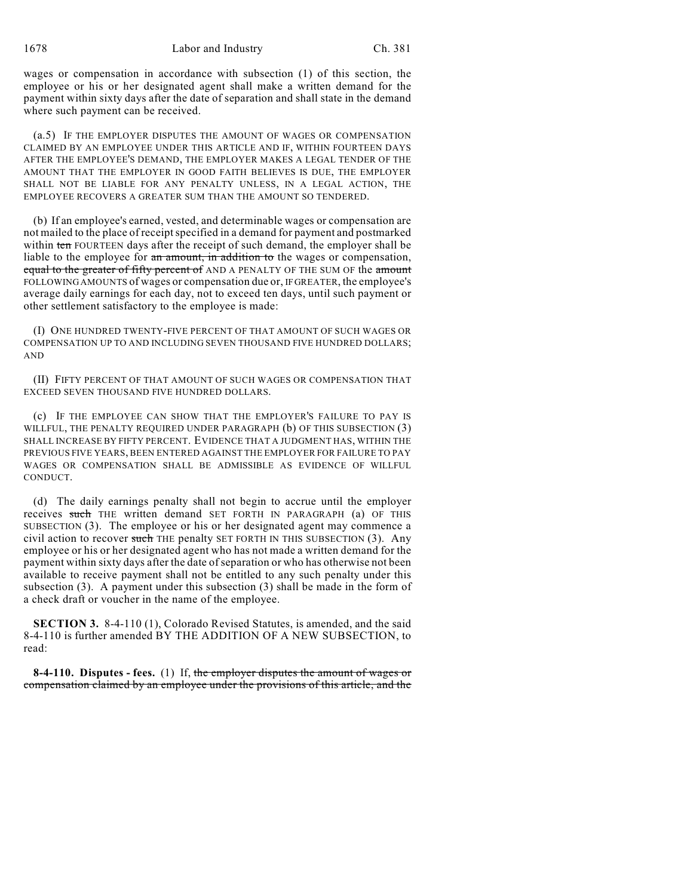wages or compensation in accordance with subsection (1) of this section, the employee or his or her designated agent shall make a written demand for the payment within sixty days after the date of separation and shall state in the demand where such payment can be received.

(a.5) IF THE EMPLOYER DISPUTES THE AMOUNT OF WAGES OR COMPENSATION CLAIMED BY AN EMPLOYEE UNDER THIS ARTICLE AND IF, WITHIN FOURTEEN DAYS AFTER THE EMPLOYEE'S DEMAND, THE EMPLOYER MAKES A LEGAL TENDER OF THE AMOUNT THAT THE EMPLOYER IN GOOD FAITH BELIEVES IS DUE, THE EMPLOYER SHALL NOT BE LIABLE FOR ANY PENALTY UNLESS, IN A LEGAL ACTION, THE EMPLOYEE RECOVERS A GREATER SUM THAN THE AMOUNT SO TENDERED.

(b) If an employee's earned, vested, and determinable wages or compensation are not mailed to the place of receipt specified in a demand for payment and postmarked within ~~ten~~ FOURTEEN days after the receipt of such demand, the employer shall be liable to the employee for ~~an amount, in addition to~~ the wages or compensation, ~~equal to the greater of fifty percent of~~ AND A PENALTY OF THE SUM OF the ~~amount~~ FOLLOWING AMOUNTS of wages or compensation due or, IF GREATER, the employee's average daily earnings for each day, not to exceed ten days, until such payment or other settlement satisfactory to the employee is made:

(I) ONE HUNDRED TWENTY-FIVE PERCENT OF THAT AMOUNT OF SUCH WAGES OR COMPENSATION UP TO AND INCLUDING SEVEN THOUSAND FIVE HUNDRED DOLLARS; AND

(II) FIFTY PERCENT OF THAT AMOUNT OF SUCH WAGES OR COMPENSATION THAT EXCEED SEVEN THOUSAND FIVE HUNDRED DOLLARS.

(c) IF THE EMPLOYEE CAN SHOW THAT THE EMPLOYER'S FAILURE TO PAY IS WILLFUL, THE PENALTY REQUIRED UNDER PARAGRAPH (b) OF THIS SUBSECTION (3) SHALL INCREASE BY FIFTY PERCENT. EVIDENCE THAT A JUDGMENT HAS, WITHIN THE PREVIOUS FIVE YEARS, BEEN ENTERED AGAINST THE EMPLOYER FOR FAILURE TO PAY WAGES OR COMPENSATION SHALL BE ADMISSIBLE AS EVIDENCE OF WILLFUL CONDUCT.

(d) The daily earnings penalty shall not begin to accrue until the employer receives ~~such~~ THE written demand SET FORTH IN PARAGRAPH (a) OF THIS SUBSECTION (3). The employee or his or her designated agent may commence a civil action to recover ~~such~~ THE penalty SET FORTH IN THIS SUBSECTION (3). Any employee or his or her designated agent who has not made a written demand for the payment within sixty days after the date of separation or who has otherwise not been available to receive payment shall not be entitled to any such penalty under this subsection (3). A payment under this subsection (3) shall be made in the form of a check draft or voucher in the name of the employee.

**SECTION 3.** 8-4-110 (1), Colorado Revised Statutes, is amended, and the said 8-4-110 is further amended BY THE ADDITION OF A NEW SUBSECTION, to read:

**8-4-110. Disputes - fees.** (1) If, ~~the employer disputes the amount of wages or compensation claimed by an employee under the provisions of this article, and the~~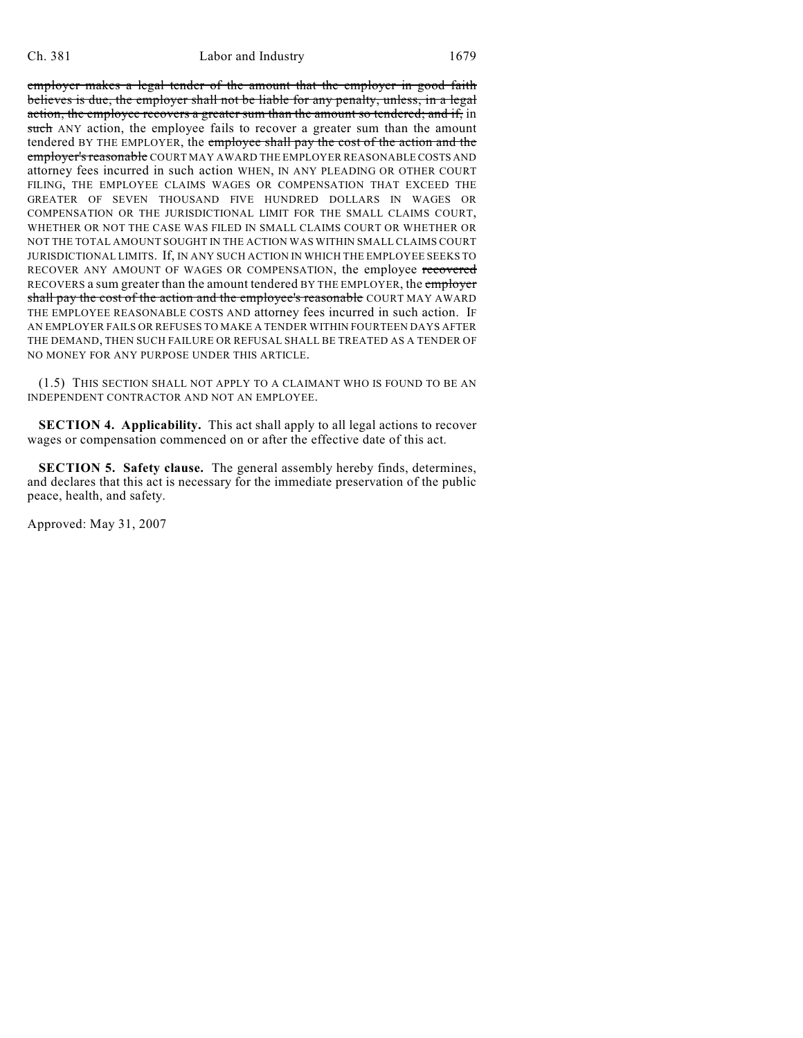~~employer makes a legal tender of the amount that the employer in good faith believes is due, the employer shall not be liable for any penalty, unless, in a legal action, the employee recovers a greater sum than the amount so tendered; and if,~~ in ~~such~~ ANY action, the employee fails to recover a greater sum than the amount tendered BY THE EMPLOYER, the ~~employee shall pay the cost of the action and the employer's reasonable~~ COURT MAY AWARD THE EMPLOYER REASONABLE COSTS AND attorney fees incurred in such action WHEN, IN ANY PLEADING OR OTHER COURT FILING, THE EMPLOYEE CLAIMS WAGES OR COMPENSATION THAT EXCEED THE GREATER OF SEVEN THOUSAND FIVE HUNDRED DOLLARS IN WAGES OR COMPENSATION OR THE JURISDICTIONAL LIMIT FOR THE SMALL CLAIMS COURT, WHETHER OR NOT THE CASE WAS FILED IN SMALL CLAIMS COURT OR WHETHER OR NOT THE TOTAL AMOUNT SOUGHT IN THE ACTION WAS WITHIN SMALL CLAIMS COURT JURISDICTIONAL LIMITS. If, IN ANY SUCH ACTION IN WHICH THE EMPLOYEE SEEKS TO RECOVER ANY AMOUNT OF WAGES OR COMPENSATION, the employee ~~recovered~~ RECOVERS a sum greater than the amount tendered BY THE EMPLOYER, the ~~employer shall pay the cost of the action and the employee's reasonable~~ COURT MAY AWARD THE EMPLOYEE REASONABLE COSTS AND attorney fees incurred in such action. IF AN EMPLOYER FAILS OR REFUSES TO MAKE A TENDER WITHIN FOURTEEN DAYS AFTER THE DEMAND, THEN SUCH FAILURE OR REFUSAL SHALL BE TREATED AS A TENDER OF NO MONEY FOR ANY PURPOSE UNDER THIS ARTICLE.

(1.5) THIS SECTION SHALL NOT APPLY TO A CLAIMANT WHO IS FOUND TO BE AN INDEPENDENT CONTRACTOR AND NOT AN EMPLOYEE.

**SECTION 4. Applicability.** This act shall apply to all legal actions to recover wages or compensation commenced on or after the effective date of this act.

**SECTION 5. Safety clause.** The general assembly hereby finds, determines, and declares that this act is necessary for the immediate preservation of the public peace, health, and safety.

Approved: May 31, 2007